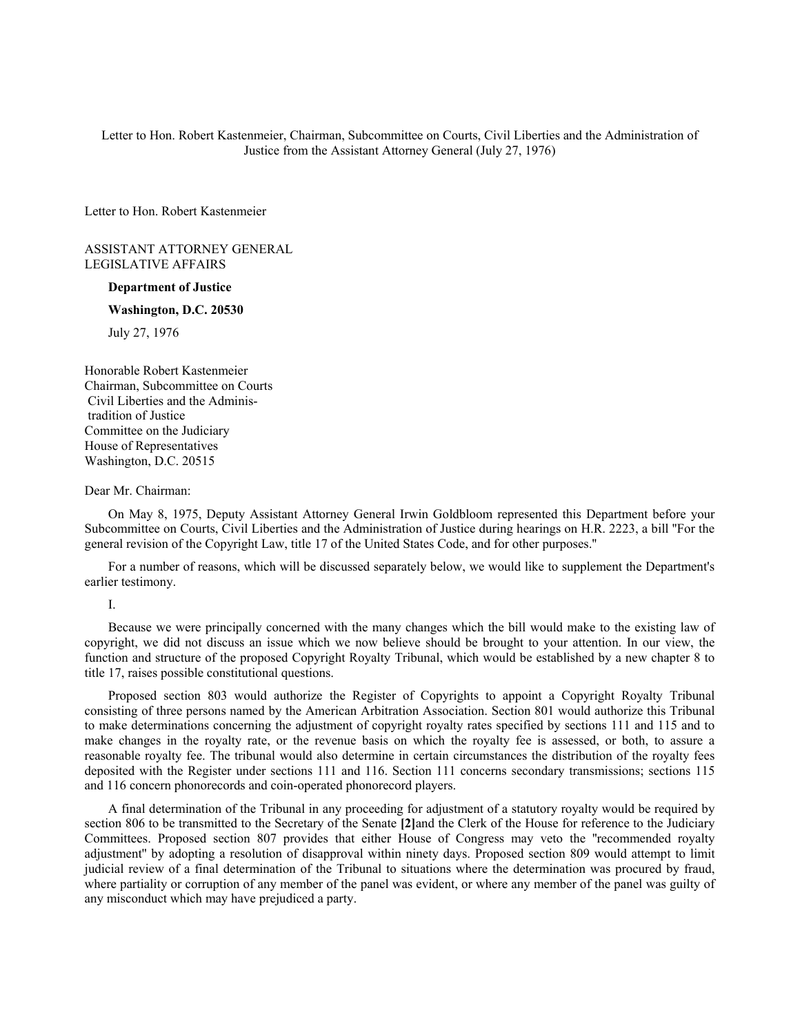Letter to Hon. Robert Kastenmeier, Chairman, Subcommittee on Courts, Civil Liberties and the Administration of Justice from the Assistant Attorney General (July 27, 1976)

Letter to Hon. Robert Kastenmeier

ASSISTANT ATTORNEY GENERAL
LEGISLATIVE AFFAIRS

**Department of Justice**

**Washington, D.C. 20530**

July 27, 1976

Honorable Robert Kastenmeier
Chairman, Subcommittee on Courts
Civil Liberties and the Adminis-
tradition of Justice
Committee on the Judiciary
House of Representatives
Washington, D.C. 20515

Dear Mr. Chairman:

On May 8, 1975, Deputy Assistant Attorney General Irwin Goldbloom represented this Department before your Subcommittee on Courts, Civil Liberties and the Administration of Justice during hearings on H.R. 2223, a bill "For the general revision of the Copyright Law, title 17 of the United States Code, and for other purposes."

For a number of reasons, which will be discussed separately below, we would like to supplement the Department's earlier testimony.

I.

Because we were principally concerned with the many changes which the bill would make to the existing law of copyright, we did not discuss an issue which we now believe should be brought to your attention. In our view, the function and structure of the proposed Copyright Royalty Tribunal, which would be established by a new chapter 8 to title 17, raises possible constitutional questions.

Proposed section 803 would authorize the Register of Copyrights to appoint a Copyright Royalty Tribunal consisting of three persons named by the American Arbitration Association. Section 801 would authorize this Tribunal to make determinations concerning the adjustment of copyright royalty rates specified by sections 111 and 115 and to make changes in the royalty rate, or the revenue basis on which the royalty fee is assessed, or both, to assure a reasonable royalty fee. The tribunal would also determine in certain circumstances the distribution of the royalty fees deposited with the Register under sections 111 and 116. Section 111 concerns secondary transmissions; sections 115 and 116 concern phonorecords and coin-operated phonorecord players.

A final determination of the Tribunal in any proceeding for adjustment of a statutory royalty would be required by section 806 to be transmitted to the Secretary of the Senate **[2]** and the Clerk of the House for reference to the Judiciary Committees. Proposed section 807 provides that either House of Congress may veto the "recommended royalty adjustment" by adopting a resolution of disapproval within ninety days. Proposed section 809 would attempt to limit judicial review of a final determination of the Tribunal to situations where the determination was procured by fraud, where partiality or corruption of any member of the panel was evident, or where any member of the panel was guilty of any misconduct which may have prejudiced a party.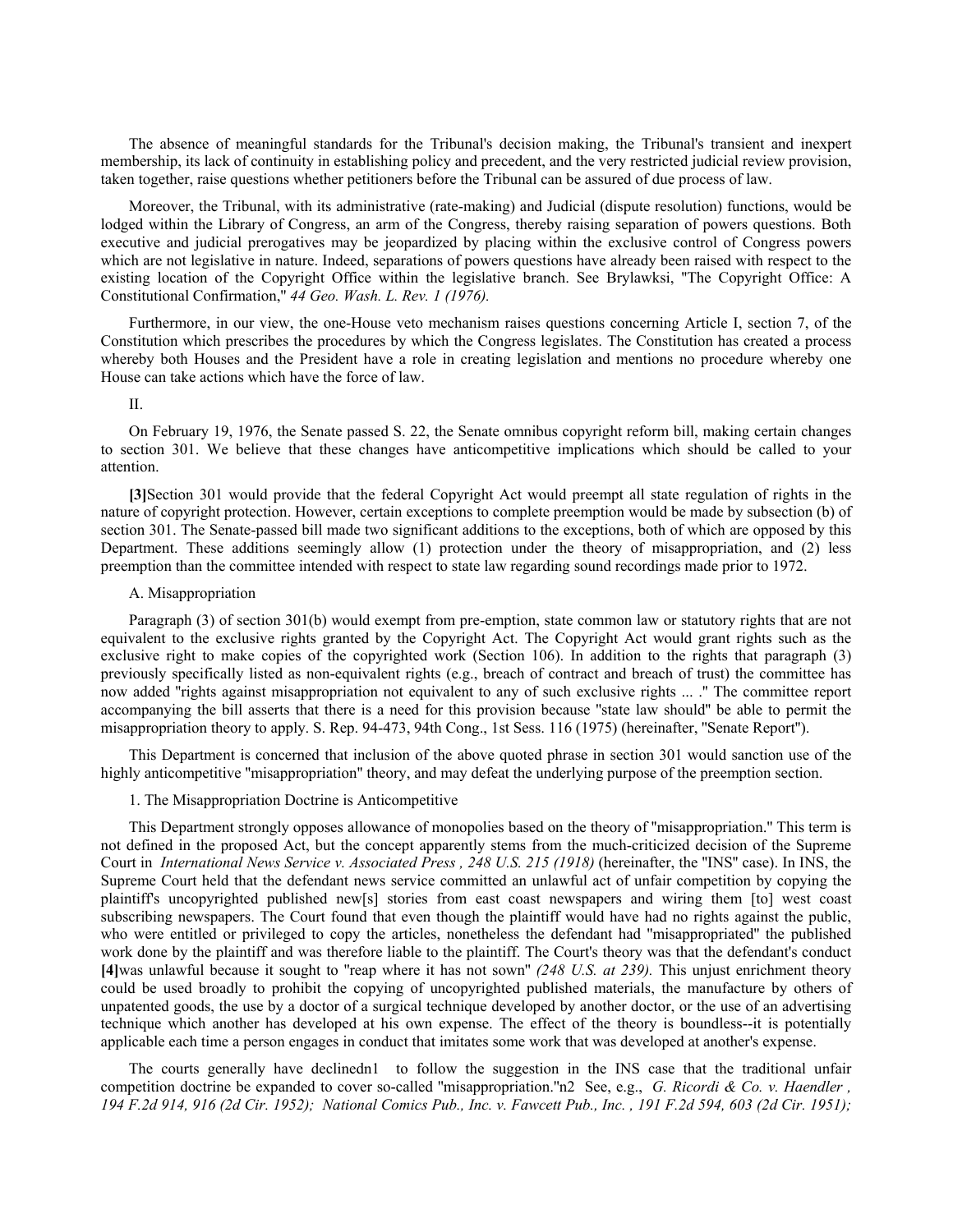The absence of meaningful standards for the Tribunal's decision making, the Tribunal's transient and inexpert membership, its lack of continuity in establishing policy and precedent, and the very restricted judicial review provision, taken together, raise questions whether petitioners before the Tribunal can be assured of due process of law.

Moreover, the Tribunal, with its administrative (rate-making) and Judicial (dispute resolution) functions, would be lodged within the Library of Congress, an arm of the Congress, thereby raising separation of powers questions. Both executive and judicial prerogatives may be jeopardized by placing within the exclusive control of Congress powers which are not legislative in nature. Indeed, separations of powers questions have already been raised with respect to the existing location of the Copyright Office within the legislative branch. See Brylawksi, "The Copyright Office: A Constitutional Confirmation," *44 Geo. Wash. L. Rev. 1 (1976).*

Furthermore, in our view, the one-House veto mechanism raises questions concerning Article I, section 7, of the Constitution which prescribes the procedures by which the Congress legislates. The Constitution has created a process whereby both Houses and the President have a role in creating legislation and mentions no procedure whereby one House can take actions which have the force of law.

II.

On February 19, 1976, the Senate passed S. 22, the Senate omnibus copyright reform bill, making certain changes to section 301. We believe that these changes have anticompetitive implications which should be called to your attention.

**[3]**Section 301 would provide that the federal Copyright Act would preempt all state regulation of rights in the nature of copyright protection. However, certain exceptions to complete preemption would be made by subsection (b) of section 301. The Senate-passed bill made two significant additions to the exceptions, both of which are opposed by this Department. These additions seemingly allow (1) protection under the theory of misappropriation, and (2) less preemption than the committee intended with respect to state law regarding sound recordings made prior to 1972.

A. Misappropriation

Paragraph (3) of section 301(b) would exempt from pre-emption, state common law or statutory rights that are not equivalent to the exclusive rights granted by the Copyright Act. The Copyright Act would grant rights such as the exclusive right to make copies of the copyrighted work (Section 106). In addition to the rights that paragraph (3) previously specifically listed as non-equivalent rights (e.g., breach of contract and breach of trust) the committee has now added "rights against misappropriation not equivalent to any of such exclusive rights ... ." The committee report accompanying the bill asserts that there is a need for this provision because "state law should" be able to permit the misappropriation theory to apply. S. Rep. 94-473, 94th Cong., 1st Sess. 116 (1975) (hereinafter, "Senate Report").

This Department is concerned that inclusion of the above quoted phrase in section 301 would sanction use of the highly anticompetitive "misappropriation" theory, and may defeat the underlying purpose of the preemption section.

1. The Misappropriation Doctrine is Anticompetitive

This Department strongly opposes allowance of monopolies based on the theory of "misappropriation." This term is not defined in the proposed Act, but the concept apparently stems from the much-criticized decision of the Supreme Court in *International News Service v. Associated Press , 248 U.S. 215 (1918)* (hereinafter, the "INS" case). In INS, the Supreme Court held that the defendant news service committed an unlawful act of unfair competition by copying the plaintiff's uncopyrighted published new[s] stories from east coast newspapers and wiring them [to] west coast subscribing newspapers. The Court found that even though the plaintiff would have had no rights against the public, who were entitled or privileged to copy the articles, nonetheless the defendant had "misappropriated" the published work done by the plaintiff and was therefore liable to the plaintiff. The Court's theory was that the defendant's conduct **[4]**was unlawful because it sought to "reap where it has not sown" *(248 U.S. at 239).* This unjust enrichment theory could be used broadly to prohibit the copying of uncopyrighted published materials, the manufacture by others of unpatented goods, the use by a doctor of a surgical technique developed by another doctor, or the use of an advertising technique which another has developed at his own expense. The effect of the theory is boundless--it is potentially applicable each time a person engages in conduct that imitates some work that was developed at another's expense.

The courts generally have declinedn1 to follow the suggestion in the INS case that the traditional unfair competition doctrine be expanded to cover so-called "misappropriation."n2 See, e.g., *G. Ricordi & Co. v. Haendler , 194 F.2d 914, 916 (2d Cir. 1952); National Comics Pub., Inc. v. Fawcett Pub., Inc. , 191 F.2d 594, 603 (2d Cir. 1951);*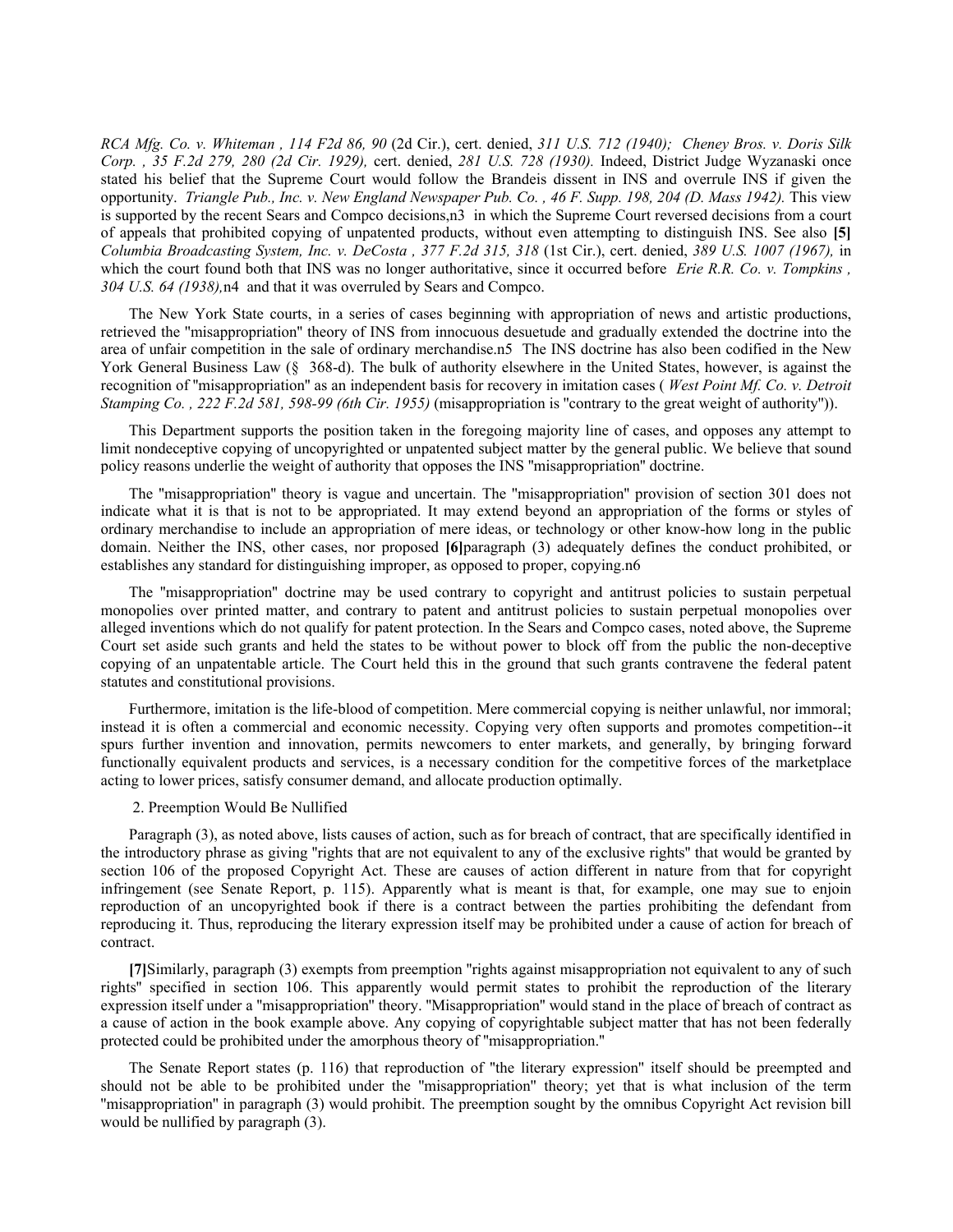*RCA Mfg. Co. v. Whiteman , 114 F2d 86, 90* (2d Cir.), cert. denied, *311 U.S. 712 (1940); Cheney Bros. v. Doris Silk Corp. , 35 F.2d 279, 280 (2d Cir. 1929),* cert. denied, *281 U.S. 728 (1930).* Indeed, District Judge Wyzanaski once stated his belief that the Supreme Court would follow the Brandeis dissent in INS and overrule INS if given the opportunity. *Triangle Pub., Inc. v. New England Newspaper Pub. Co. , 46 F. Supp. 198, 204 (D. Mass 1942).* This view is supported by the recent Sears and Compco decisions,n3 in which the Supreme Court reversed decisions from a court of appeals that prohibited copying of unpatented products, without even attempting to distinguish INS. See also **[5]** *Columbia Broadcasting System, Inc. v. DeCosta , 377 F.2d 315, 318* (1st Cir.), cert. denied, *389 U.S. 1007 (1967),* in which the court found both that INS was no longer authoritative, since it occurred before *Erie R.R. Co. v. Tompkins , 304 U.S. 64 (1938),*n4 and that it was overruled by Sears and Compco.

The New York State courts, in a series of cases beginning with appropriation of news and artistic productions, retrieved the "misappropriation" theory of INS from innocuous desuetude and gradually extended the doctrine into the area of unfair competition in the sale of ordinary merchandise.n5 The INS doctrine has also been codified in the New York General Business Law (§ 368-d). The bulk of authority elsewhere in the United States, however, is against the recognition of "misappropriation" as an independent basis for recovery in imitation cases ( *West Point Mf. Co. v. Detroit Stamping Co. , 222 F.2d 581, 598-99 (6th Cir. 1955)* (misappropriation is "contrary to the great weight of authority")).

This Department supports the position taken in the foregoing majority line of cases, and opposes any attempt to limit nondeceptive copying of uncopyrighted or unpatented subject matter by the general public. We believe that sound policy reasons underlie the weight of authority that opposes the INS "misappropriation" doctrine.

The "misappropriation" theory is vague and uncertain. The "misappropriation" provision of section 301 does not indicate what it is that is not to be appropriated. It may extend beyond an appropriation of the forms or styles of ordinary merchandise to include an appropriation of mere ideas, or technology or other know-how long in the public domain. Neither the INS, other cases, nor proposed **[6]**paragraph (3) adequately defines the conduct prohibited, or establishes any standard for distinguishing improper, as opposed to proper, copying.n6

The "misappropriation" doctrine may be used contrary to copyright and antitrust policies to sustain perpetual monopolies over printed matter, and contrary to patent and antitrust policies to sustain perpetual monopolies over alleged inventions which do not qualify for patent protection. In the Sears and Compco cases, noted above, the Supreme Court set aside such grants and held the states to be without power to block off from the public the non-deceptive copying of an unpatentable article. The Court held this in the ground that such grants contravene the federal patent statutes and constitutional provisions.

Furthermore, imitation is the life-blood of competition. Mere commercial copying is neither unlawful, nor immoral; instead it is often a commercial and economic necessity. Copying very often supports and promotes competition--it spurs further invention and innovation, permits newcomers to enter markets, and generally, by bringing forward functionally equivalent products and services, is a necessary condition for the competitive forces of the marketplace acting to lower prices, satisfy consumer demand, and allocate production optimally.

2. Preemption Would Be Nullified

Paragraph (3), as noted above, lists causes of action, such as for breach of contract, that are specifically identified in the introductory phrase as giving "rights that are not equivalent to any of the exclusive rights" that would be granted by section 106 of the proposed Copyright Act. These are causes of action different in nature from that for copyright infringement (see Senate Report, p. 115). Apparently what is meant is that, for example, one may sue to enjoin reproduction of an uncopyrighted book if there is a contract between the parties prohibiting the defendant from reproducing it. Thus, reproducing the literary expression itself may be prohibited under a cause of action for breach of contract.

**[7]**Similarly, paragraph (3) exempts from preemption "rights against misappropriation not equivalent to any of such rights" specified in section 106. This apparently would permit states to prohibit the reproduction of the literary expression itself under a "misappropriation" theory. "Misappropriation" would stand in the place of breach of contract as a cause of action in the book example above. Any copying of copyrightable subject matter that has not been federally protected could be prohibited under the amorphous theory of "misappropriation."

The Senate Report states (p. 116) that reproduction of "the literary expression" itself should be preempted and should not be able to be prohibited under the "misappropriation" theory; yet that is what inclusion of the term "misappropriation" in paragraph (3) would prohibit. The preemption sought by the omnibus Copyright Act revision bill would be nullified by paragraph (3).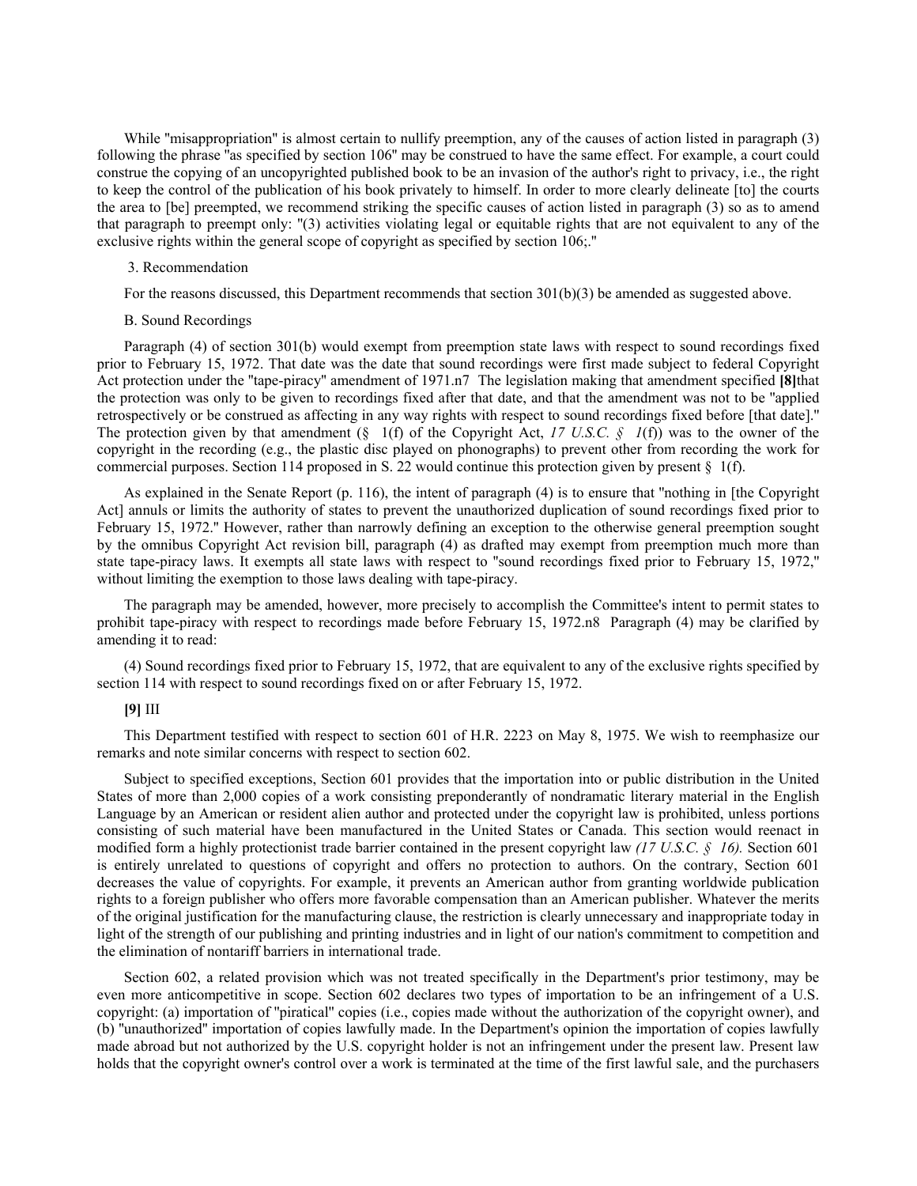While "misappropriation" is almost certain to nullify preemption, any of the causes of action listed in paragraph (3) following the phrase "as specified by section 106" may be construed to have the same effect. For example, a court could construe the copying of an uncopyrighted published book to be an invasion of the author's right to privacy, i.e., the right to keep the control of the publication of his book privately to himself. In order to more clearly delineate [to] the courts the area to [be] preempted, we recommend striking the specific causes of action listed in paragraph (3) so as to amend that paragraph to preempt only: "(3) activities violating legal or equitable rights that are not equivalent to any of the exclusive rights within the general scope of copyright as specified by section 106;."

3. Recommendation

For the reasons discussed, this Department recommends that section 301(b)(3) be amended as suggested above.

B. Sound Recordings

Paragraph (4) of section 301(b) would exempt from preemption state laws with respect to sound recordings fixed prior to February 15, 1972. That date was the date that sound recordings were first made subject to federal Copyright Act protection under the "tape-piracy" amendment of 1971.n7 The legislation making that amendment specified **[8]**that the protection was only to be given to recordings fixed after that date, and that the amendment was not to be "applied retrospectively or be construed as affecting in any way rights with respect to sound recordings fixed before [that date]." The protection given by that amendment (§ 1(f) of the Copyright Act, *17 U.S.C. § 1*(f)) was to the owner of the copyright in the recording (e.g., the plastic disc played on phonographs) to prevent other from recording the work for commercial purposes. Section 114 proposed in S. 22 would continue this protection given by present § 1(f).

As explained in the Senate Report (p. 116), the intent of paragraph (4) is to ensure that "nothing in [the Copyright Act] annuls or limits the authority of states to prevent the unauthorized duplication of sound recordings fixed prior to February 15, 1972." However, rather than narrowly defining an exception to the otherwise general preemption sought by the omnibus Copyright Act revision bill, paragraph (4) as drafted may exempt from preemption much more than state tape-piracy laws. It exempts all state laws with respect to "sound recordings fixed prior to February 15, 1972," without limiting the exemption to those laws dealing with tape-piracy.

The paragraph may be amended, however, more precisely to accomplish the Committee's intent to permit states to prohibit tape-piracy with respect to recordings made before February 15, 1972.n8 Paragraph (4) may be clarified by amending it to read:

(4) Sound recordings fixed prior to February 15, 1972, that are equivalent to any of the exclusive rights specified by section 114 with respect to sound recordings fixed on or after February 15, 1972.

**[9]** III

This Department testified with respect to section 601 of H.R. 2223 on May 8, 1975. We wish to reemphasize our remarks and note similar concerns with respect to section 602.

Subject to specified exceptions, Section 601 provides that the importation into or public distribution in the United States of more than 2,000 copies of a work consisting preponderantly of nondramatic literary material in the English Language by an American or resident alien author and protected under the copyright law is prohibited, unless portions consisting of such material have been manufactured in the United States or Canada. This section would reenact in modified form a highly protectionist trade barrier contained in the present copyright law *(17 U.S.C. § 16).* Section 601 is entirely unrelated to questions of copyright and offers no protection to authors. On the contrary, Section 601 decreases the value of copyrights. For example, it prevents an American author from granting worldwide publication rights to a foreign publisher who offers more favorable compensation than an American publisher. Whatever the merits of the original justification for the manufacturing clause, the restriction is clearly unnecessary and inappropriate today in light of the strength of our publishing and printing industries and in light of our nation's commitment to competition and the elimination of nontariff barriers in international trade.

Section 602, a related provision which was not treated specifically in the Department's prior testimony, may be even more anticompetitive in scope. Section 602 declares two types of importation to be an infringement of a U.S. copyright: (a) importation of "piratical" copies (i.e., copies made without the authorization of the copyright owner), and (b) "unauthorized" importation of copies lawfully made. In the Department's opinion the importation of copies lawfully made abroad but not authorized by the U.S. copyright holder is not an infringement under the present law. Present law holds that the copyright owner's control over a work is terminated at the time of the first lawful sale, and the purchasers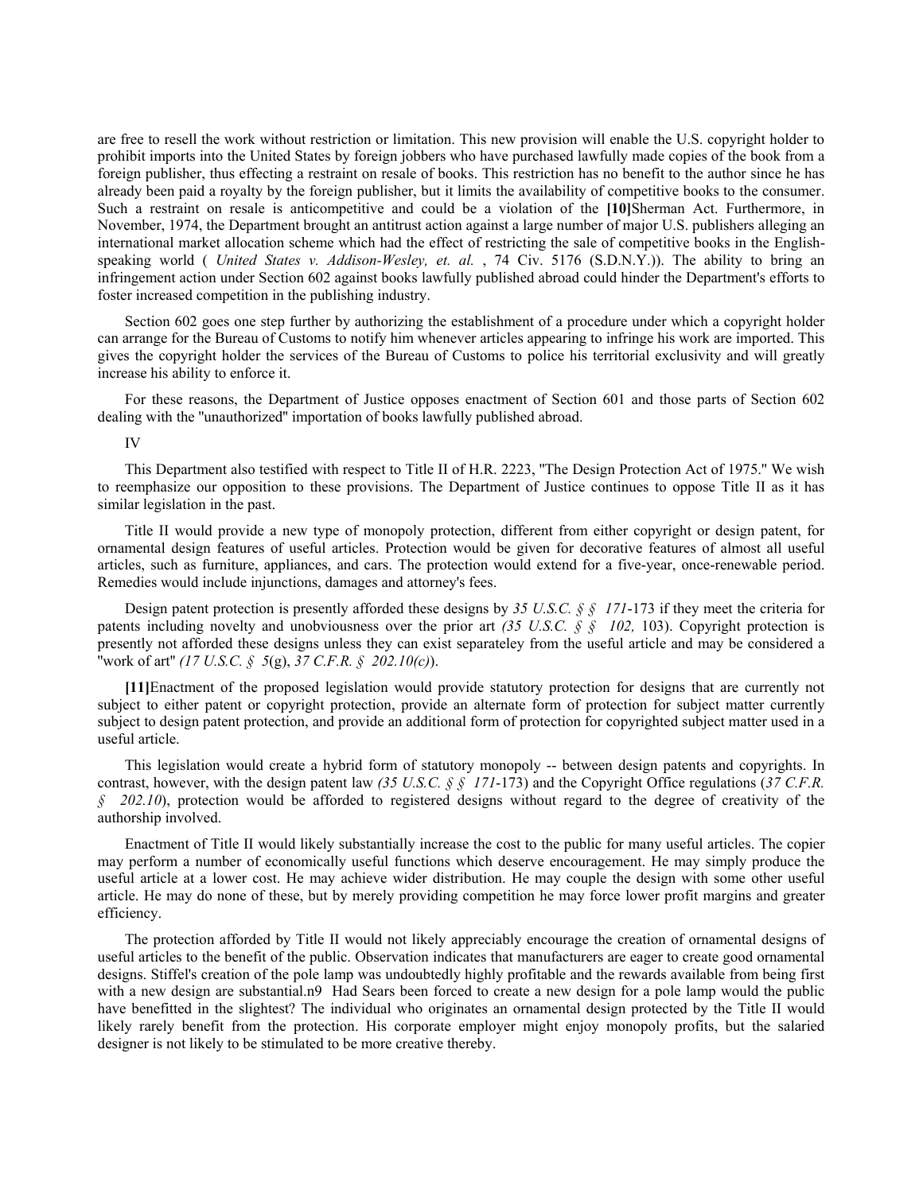are free to resell the work without restriction or limitation. This new provision will enable the U.S. copyright holder to prohibit imports into the United States by foreign jobbers who have purchased lawfully made copies of the book from a foreign publisher, thus effecting a restraint on resale of books. This restriction has no benefit to the author since he has already been paid a royalty by the foreign publisher, but it limits the availability of competitive books to the consumer. Such a restraint on resale is anticompetitive and could be a violation of the **[10]**Sherman Act. Furthermore, in November, 1974, the Department brought an antitrust action against a large number of major U.S. publishers alleging an international market allocation scheme which had the effect of restricting the sale of competitive books in the English-speaking world ( *United States v. Addison-Wesley, et. al.* , 74 Civ. 5176 (S.D.N.Y.)). The ability to bring an infringement action under Section 602 against books lawfully published abroad could hinder the Department's efforts to foster increased competition in the publishing industry.

Section 602 goes one step further by authorizing the establishment of a procedure under which a copyright holder can arrange for the Bureau of Customs to notify him whenever articles appearing to infringe his work are imported. This gives the copyright holder the services of the Bureau of Customs to police his territorial exclusivity and will greatly increase his ability to enforce it.

For these reasons, the Department of Justice opposes enactment of Section 601 and those parts of Section 602 dealing with the "unauthorized" importation of books lawfully published abroad.

IV

This Department also testified with respect to Title II of H.R. 2223, "The Design Protection Act of 1975." We wish to reemphasize our opposition to these provisions. The Department of Justice continues to oppose Title II as it has similar legislation in the past.

Title II would provide a new type of monopoly protection, different from either copyright or design patent, for ornamental design features of useful articles. Protection would be given for decorative features of almost all useful articles, such as furniture, appliances, and cars. The protection would extend for a five-year, once-renewable period. Remedies would include injunctions, damages and attorney's fees.

Design patent protection is presently afforded these designs by *35 U.S.C. § § 171*-173 if they meet the criteria for patents including novelty and unobviousness over the prior art *(35 U.S.C. § § 102,* 103). Copyright protection is presently not afforded these designs unless they can exist separateley from the useful article and may be considered a "work of art" *(17 U.S.C. § 5*(g), *37 C.F.R. § 202.10(c)*).

**[11]**Enactment of the proposed legislation would provide statutory protection for designs that are currently not subject to either patent or copyright protection, provide an alternate form of protection for subject matter currently subject to design patent protection, and provide an additional form of protection for copyrighted subject matter used in a useful article.

This legislation would create a hybrid form of statutory monopoly -- between design patents and copyrights. In contrast, however, with the design patent law *(35 U.S.C. § § 171*-173) and the Copyright Office regulations (*37 C.F.R. § 202.10*), protection would be afforded to registered designs without regard to the degree of creativity of the authorship involved.

Enactment of Title II would likely substantially increase the cost to the public for many useful articles. The copier may perform a number of economically useful functions which deserve encouragement. He may simply produce the useful article at a lower cost. He may achieve wider distribution. He may couple the design with some other useful article. He may do none of these, but by merely providing competition he may force lower profit margins and greater efficiency.

The protection afforded by Title II would not likely appreciably encourage the creation of ornamental designs of useful articles to the benefit of the public. Observation indicates that manufacturers are eager to create good ornamental designs. Stiffel's creation of the pole lamp was undoubtedly highly profitable and the rewards available from being first with a new design are substantial.n9 Had Sears been forced to create a new design for a pole lamp would the public have benefitted in the slightest? The individual who originates an ornamental design protected by the Title II would likely rarely benefit from the protection. His corporate employer might enjoy monopoly profits, but the salaried designer is not likely to be stimulated to be more creative thereby.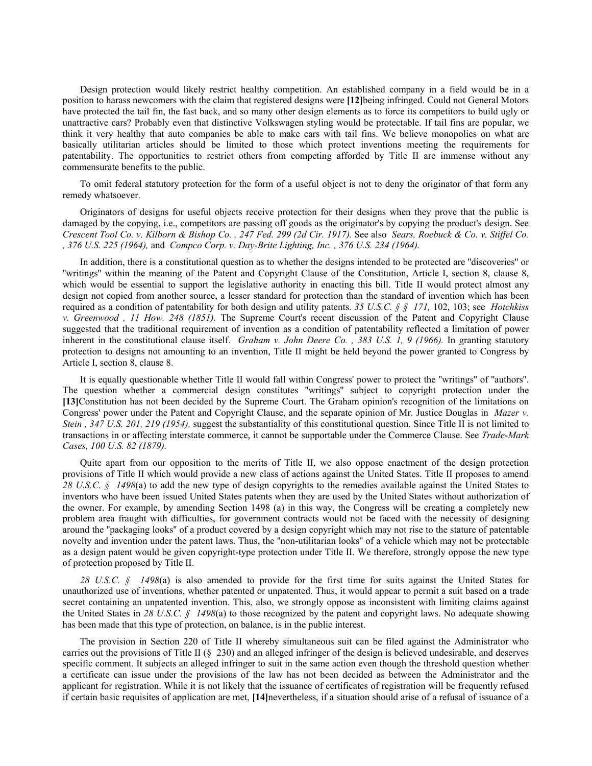Design protection would likely restrict healthy competition. An established company in a field would be in a position to harass newcomers with the claim that registered designs were **[12]**being infringed. Could not General Motors have protected the tail fin, the fast back, and so many other design elements as to force its competitors to build ugly or unattractive cars? Probably even that distinctive Volkswagen styling would be protectable. If tail fins are popular, we think it very healthy that auto companies be able to make cars with tail fins. We believe monopolies on what are basically utilitarian articles should be limited to those which protect inventions meeting the requirements for patentability. The opportunities to restrict others from competing afforded by Title II are immense without any commensurate benefits to the public.

To omit federal statutory protection for the form of a useful object is not to deny the originator of that form any remedy whatsoever.

Originators of designs for useful objects receive protection for their designs when they prove that the public is damaged by the copying, i.e., competitors are passing off goods as the originator's by copying the product's design. See *Crescent Tool Co. v. Kilborn & Bishop Co. , 247 Fed. 299 (2d Cir. 1917).* See also *Sears, Roebuck & Co. v. Stiffel Co. , 376 U.S. 225 (1964),* and *Compco Corp. v. Day-Brite Lighting, Inc. , 376 U.S. 234 (1964).*

In addition, there is a constitutional question as to whether the designs intended to be protected are "discoveries" or "writings" within the meaning of the Patent and Copyright Clause of the Constitution, Article I, section 8, clause 8, which would be essential to support the legislative authority in enacting this bill. Title II would protect almost any design not copied from another source, a lesser standard for protection than the standard of invention which has been required as a condition of patentability for both design and utility patents. *35 U.S.C. § § 171,* 102, 103; see *Hotchkiss v. Greenwood , 11 How. 248 (1851).* The Supreme Court's recent discussion of the Patent and Copyright Clause suggested that the traditional requirement of invention as a condition of patentability reflected a limitation of power inherent in the constitutional clause itself. *Graham v. John Deere Co. , 383 U.S. 1, 9 (1966).* In granting statutory protection to designs not amounting to an invention, Title II might be held beyond the power granted to Congress by Article I, section 8, clause 8.

It is equally questionable whether Title II would fall within Congress' power to protect the "writings" of "authors". The question whether a commercial design constitutes "writings" subject to copyright protection under the **[13]**Constitution has not been decided by the Supreme Court. The Graham opinion's recognition of the limitations on Congress' power under the Patent and Copyright Clause, and the separate opinion of Mr. Justice Douglas in *Mazer v. Stein , 347 U.S. 201, 219 (1954),* suggest the substantiality of this constitutional question. Since Title II is not limited to transactions in or affecting interstate commerce, it cannot be supportable under the Commerce Clause. See *Trade-Mark Cases, 100 U.S. 82 (1879).*

Quite apart from our opposition to the merits of Title II, we also oppose enactment of the design protection provisions of Title II which would provide a new class of actions against the United States. Title II proposes to amend *28 U.S.C. § 1498*(a) to add the new type of design copyrights to the remedies available against the United States to inventors who have been issued United States patents when they are used by the United States without authorization of the owner. For example, by amending Section 1498 (a) in this way, the Congress will be creating a completely new problem area fraught with difficulties, for government contracts would not be faced with the necessity of designing around the "packaging looks" of a product covered by a design copyright which may not rise to the stature of patentable novelty and invention under the patent laws. Thus, the "non-utilitarian looks" of a vehicle which may not be protectable as a design patent would be given copyright-type protection under Title II. We therefore, strongly oppose the new type of protection proposed by Title II.

*28 U.S.C. § 1498*(a) is also amended to provide for the first time for suits against the United States for unauthorized use of inventions, whether patented or unpatented. Thus, it would appear to permit a suit based on a trade secret containing an unpatented invention. This, also, we strongly oppose as inconsistent with limiting claims against the United States in *28 U.S.C. § 1498*(a) to those recognized by the patent and copyright laws. No adequate showing has been made that this type of protection, on balance, is in the public interest.

The provision in Section 220 of Title II whereby simultaneous suit can be filed against the Administrator who carries out the provisions of Title II (§ 230) and an alleged infringer of the design is believed undesirable, and deserves specific comment. It subjects an alleged infringer to suit in the same action even though the threshold question whether a certificate can issue under the provisions of the law has not been decided as between the Administrator and the applicant for registration. While it is not likely that the issuance of certificates of registration will be frequently refused if certain basic requisites of application are met, **[14]**nevertheless, if a situation should arise of a refusal of issuance of a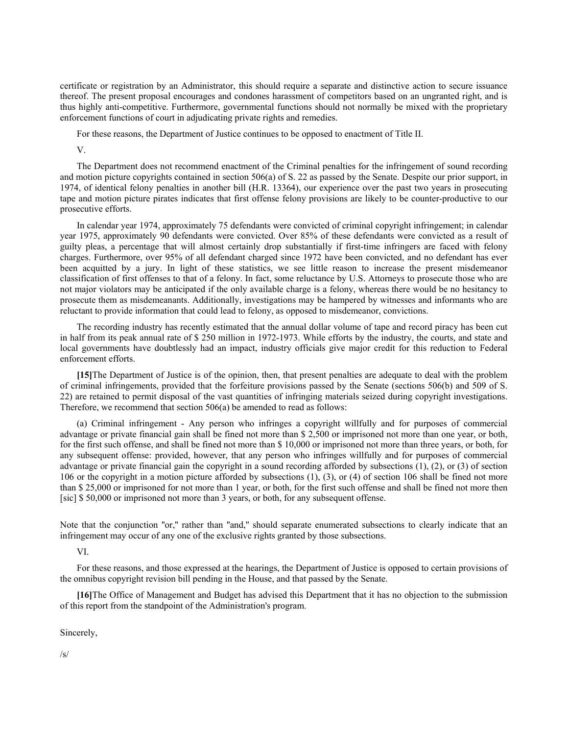certificate or registration by an Administrator, this should require a separate and distinctive action to secure issuance thereof. The present proposal encourages and condones harassment of competitors based on an ungranted right, and is thus highly anti-competitive. Furthermore, governmental functions should not normally be mixed with the proprietary enforcement functions of court in adjudicating private rights and remedies.

For these reasons, the Department of Justice continues to be opposed to enactment of Title II.

V.

The Department does not recommend enactment of the Criminal penalties for the infringement of sound recording and motion picture copyrights contained in section 506(a) of S. 22 as passed by the Senate. Despite our prior support, in 1974, of identical felony penalties in another bill (H.R. 13364), our experience over the past two years in prosecuting tape and motion picture pirates indicates that first offense felony provisions are likely to be counter-productive to our prosecutive efforts.

In calendar year 1974, approximately 75 defendants were convicted of criminal copyright infringement; in calendar year 1975, approximately 90 defendants were convicted. Over 85% of these defendants were convicted as a result of guilty pleas, a percentage that will almost certainly drop substantially if first-time infringers are faced with felony charges. Furthermore, over 95% of all defendant charged since 1972 have been convicted, and no defendant has ever been acquitted by a jury. In light of these statistics, we see little reason to increase the present misdemeanor classification of first offenses to that of a felony. In fact, some reluctance by U.S. Attorneys to prosecute those who are not major violators may be anticipated if the only available charge is a felony, whereas there would be no hesitancy to prosecute them as misdemeanants. Additionally, investigations may be hampered by witnesses and informants who are reluctant to provide information that could lead to felony, as opposed to misdemeanor, convictions.

The recording industry has recently estimated that the annual dollar volume of tape and record piracy has been cut in half from its peak annual rate of $ 250 million in 1972-1973. While efforts by the industry, the courts, and state and local governments have doubtlessly had an impact, industry officials give major credit for this reduction to Federal enforcement efforts.

**[15]**The Department of Justice is of the opinion, then, that present penalties are adequate to deal with the problem of criminal infringements, provided that the forfeiture provisions passed by the Senate (sections 506(b) and 509 of S. 22) are retained to permit disposal of the vast quantities of infringing materials seized during copyright investigations. Therefore, we recommend that section 506(a) be amended to read as follows:

(a) Criminal infringement - Any person who infringes a copyright willfully and for purposes of commercial advantage or private financial gain shall be fined not more than $ 2,500 or imprisoned not more than one year, or both, for the first such offense, and shall be fined not more than $ 10,000 or imprisoned not more than three years, or both, for any subsequent offense: provided, however, that any person who infringes willfully and for purposes of commercial advantage or private financial gain the copyright in a sound recording afforded by subsections (1), (2), or (3) of section 106 or the copyright in a motion picture afforded by subsections (1), (3), or (4) of section 106 shall be fined not more than $ 25,000 or imprisoned for not more than 1 year, or both, for the first such offense and shall be fined not more then [sic] $ 50,000 or imprisoned not more than 3 years, or both, for any subsequent offense.

Note that the conjunction "or," rather than "and," should separate enumerated subsections to clearly indicate that an infringement may occur of any one of the exclusive rights granted by those subsections.

VI.

For these reasons, and those expressed at the hearings, the Department of Justice is opposed to certain provisions of the omnibus copyright revision bill pending in the House, and that passed by the Senate.

**[16]**The Office of Management and Budget has advised this Department that it has no objection to the submission of this report from the standpoint of the Administration's program.

Sincerely,

/s/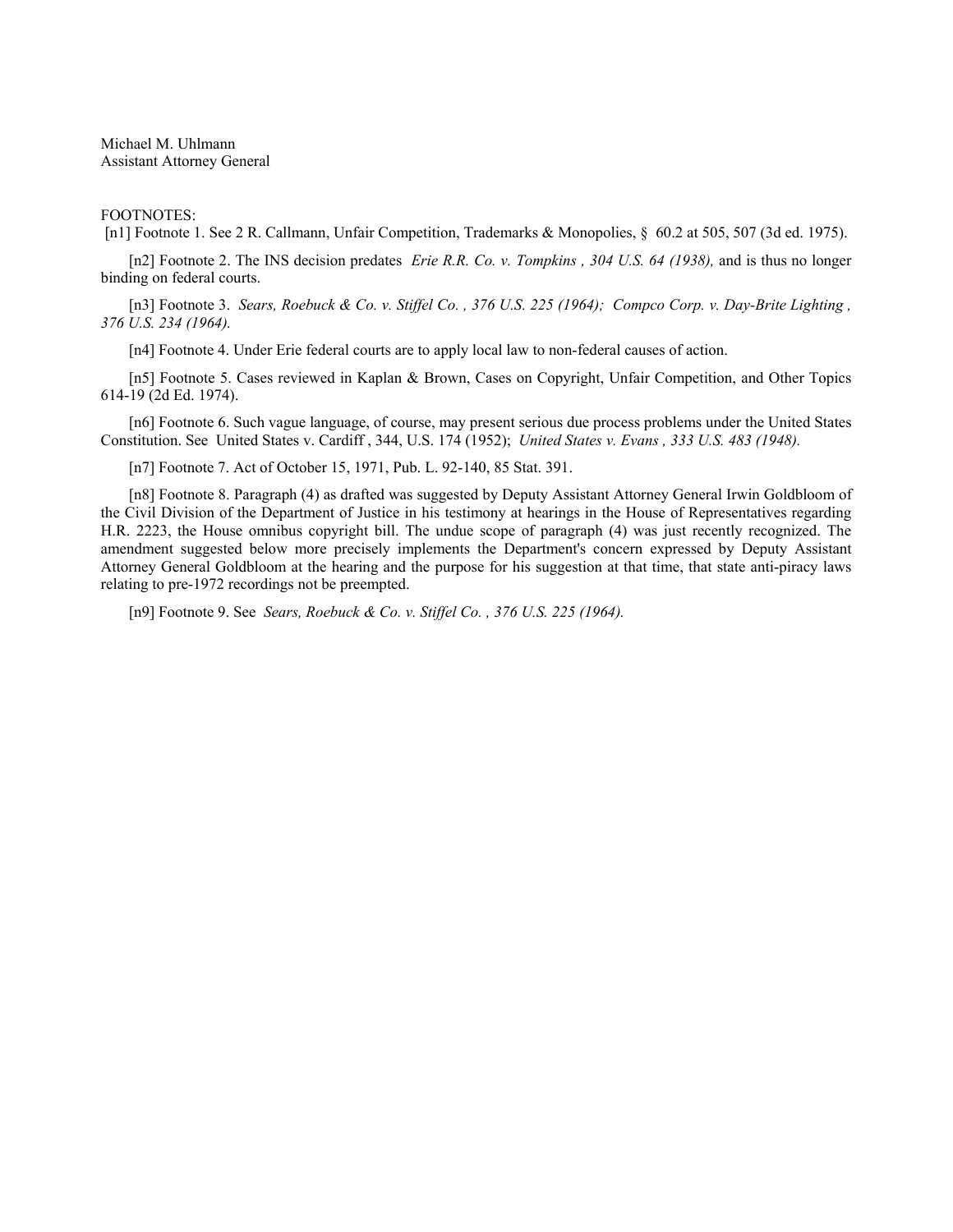Michael M. Uhlmann
Assistant Attorney General

FOOTNOTES:

[n1] Footnote 1. See 2 R. Callmann, Unfair Competition, Trademarks & Monopolies, § 60.2 at 505, 507 (3d ed. 1975).

[n2] Footnote 2. The INS decision predates *Erie R.R. Co. v. Tompkins , 304 U.S. 64 (1938),* and is thus no longer binding on federal courts.

[n3] Footnote 3. *Sears, Roebuck & Co. v. Stiffel Co. , 376 U.S. 225 (1964); Compco Corp. v. Day-Brite Lighting , 376 U.S. 234 (1964).*

[n4] Footnote 4. Under Erie federal courts are to apply local law to non-federal causes of action.

[n5] Footnote 5. Cases reviewed in Kaplan & Brown, Cases on Copyright, Unfair Competition, and Other Topics 614-19 (2d Ed. 1974).

[n6] Footnote 6. Such vague language, of course, may present serious due process problems under the United States Constitution. See United States v. Cardiff , 344, U.S. 174 (1952); *United States v. Evans , 333 U.S. 483 (1948).*

[n7] Footnote 7. Act of October 15, 1971, Pub. L. 92-140, 85 Stat. 391.

[n8] Footnote 8. Paragraph (4) as drafted was suggested by Deputy Assistant Attorney General Irwin Goldbloom of the Civil Division of the Department of Justice in his testimony at hearings in the House of Representatives regarding H.R. 2223, the House omnibus copyright bill. The undue scope of paragraph (4) was just recently recognized. The amendment suggested below more precisely implements the Department's concern expressed by Deputy Assistant Attorney General Goldbloom at the hearing and the purpose for his suggestion at that time, that state anti-piracy laws relating to pre-1972 recordings not be preempted.

[n9] Footnote 9. See *Sears, Roebuck & Co. v. Stiffel Co. , 376 U.S. 225 (1964).*